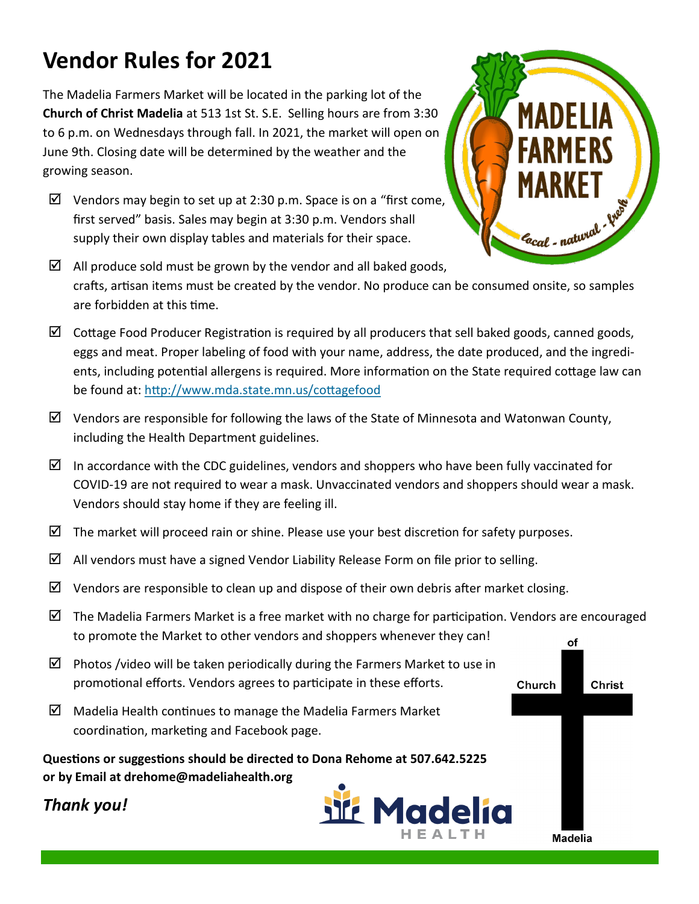# Vendor Rules for 2021

The Madelia Farmers Market will be located in the parking lot of the **Church of Christ Madelia** at 513 1st St. S.E. Selling hours are from 3:30 to 6 p.m. on Wednesdays through fall. In 2021, the market will open on June 9th. Closing date will be determined by the weather and the growing season.

- ☑ Vendors may begin to set up at 2:30 p.m. Space is on a "first come, first served" basis. Sales may begin at 3:30 p.m. Vendors shall supply their own display tables and materials for their space.
- ☑ All produce sold must be grown by the vendor and all baked goods, crafts, artisan items must be created by the vendor. No produce can be consumed onsite, so samples are forbidden at this time.
- ☑ Cottage Food Producer Registration is required by all producers that sell baked goods, canned goods, eggs and meat. Proper labeling of food with your name, address, the date produced, and the ingredients, including potential allergens is required. More information on the State required cottage law can be found at: [http://www.mda.state.mn.us/cottagefood](http://www.mda.state.mn.us/cottagefood)
- ☑ Vendors are responsible for following the laws of the State of Minnesota and Watonwan County, including the Health Department guidelines.
- ☑ In accordance with the CDC guidelines, vendors and shoppers who have been fully vaccinated for COVID-19 are not required to wear a mask. Unvaccinated vendors and shoppers should wear a mask. Vendors should stay home if they are feeling ill.
- ☑ The market will proceed rain or shine. Please use your best discretion for safety purposes.
- ☑ All vendors must have a signed Vendor Liability Release Form on file prior to selling.
- ☑ Vendors are responsible to clean up and dispose of their own debris after market closing.
- ☑ The Madelia Farmers Market is a free market with no charge for participation. Vendors are encouraged to promote the Market to other vendors and shoppers whenever they can!
- ☑ Photos /video will be taken periodically during the Farmers Market to use in promotional efforts. Vendors agrees to participate in these efforts.
- ☑ Madelia Health continues to manage the Madelia Farmers Market coordination, marketing and Facebook page.

**Questions or suggestions should be directed to Dona Rehome at 507.642.5225 or by Email at drehome@madeliahealth.org**

*Thank you!*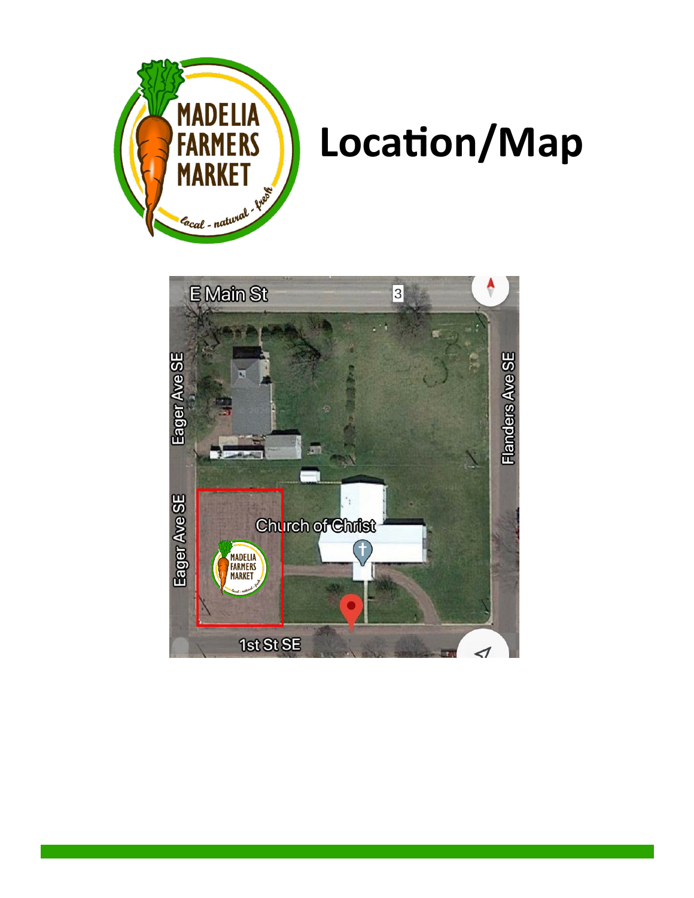# Location/Map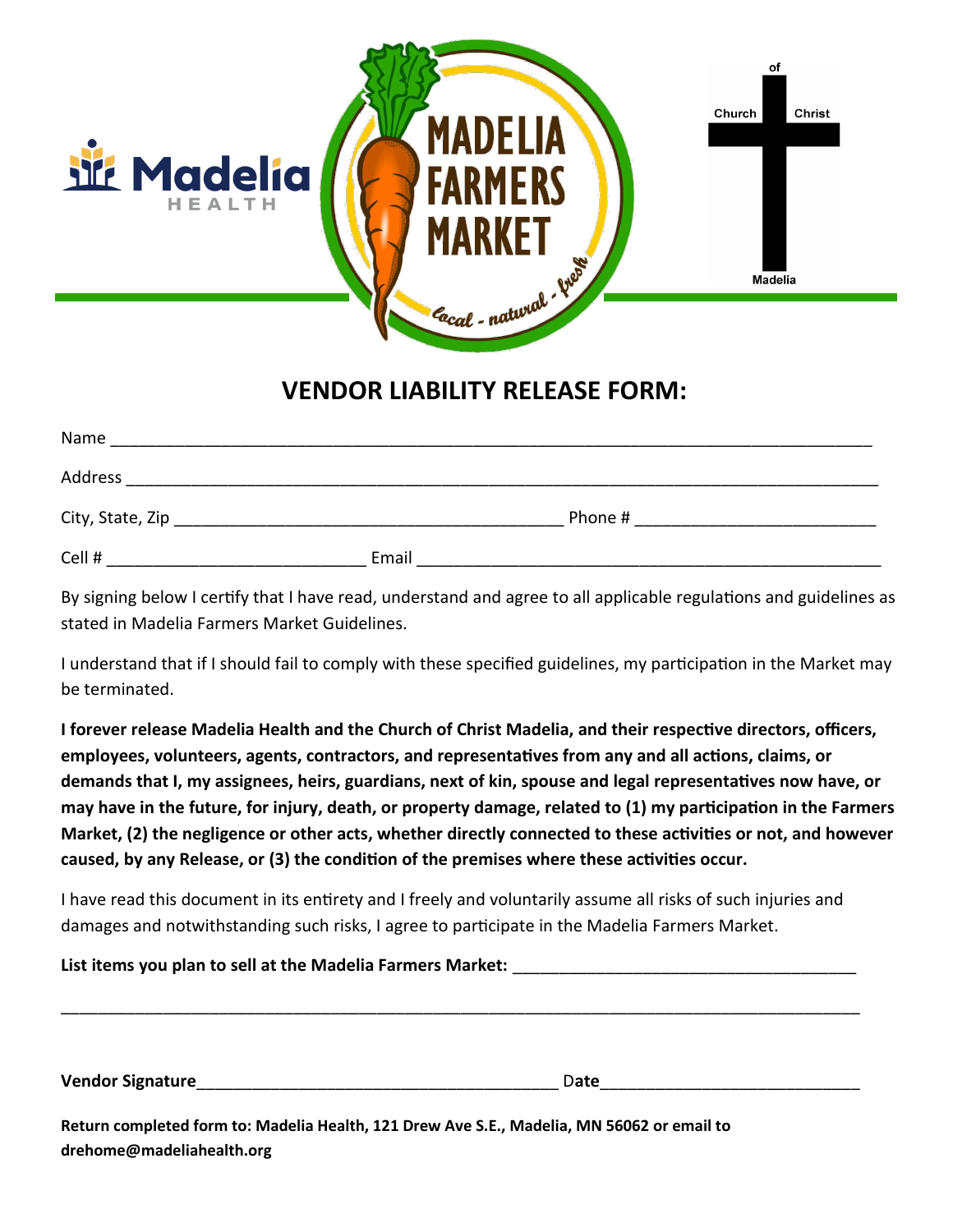Madelia HEALTH

MADELIA FARMERS MARKET

local - natural - fresh

Church of Christ Madelia

# VENDOR LIABILITY RELEASE FORM:

Name ___________________________________________________________________________________

Address _________________________________________________________________________________

City, State, Zip ___________________________________________ Phone # __________________________

Cell # ____________________________ Email ___________________________________________________

By signing below I certify that I have read, understand and agree to all applicable regulations and guidelines as stated in Madelia Farmers Market Guidelines.

I understand that if I should fail to comply with these specified guidelines, my participation in the Market may be terminated.

**I forever release Madelia Health and the Church of Christ Madelia, and their respective directors, officers, employees, volunteers, agents, contractors, and representatives from any and all actions, claims, or demands that I, my assignees, heirs, guardians, next of kin, spouse and legal representatives now have, or may have in the future, for injury, death, or property damage, related to (1) my participation in the Farmers Market, (2) the negligence or other acts, whether directly connected to these activities or not, and however caused, by any Release, or (3) the condition of the premises where these activities occur.**

I have read this document in its entirety and I freely and voluntarily assume all risks of such injuries and damages and notwithstanding such risks, I agree to participate in the Madelia Farmers Market.

**List items you plan to sell at the Madelia Farmers Market:** _____________________________________

________________________________________________________________________________________

**Vendor Signature**_______________________________________ **Date**___________________________

**Return completed form to: Madelia Health, 121 Drew Ave S.E., Madelia, MN 56062 or email to drehome@madeliahealth.org**